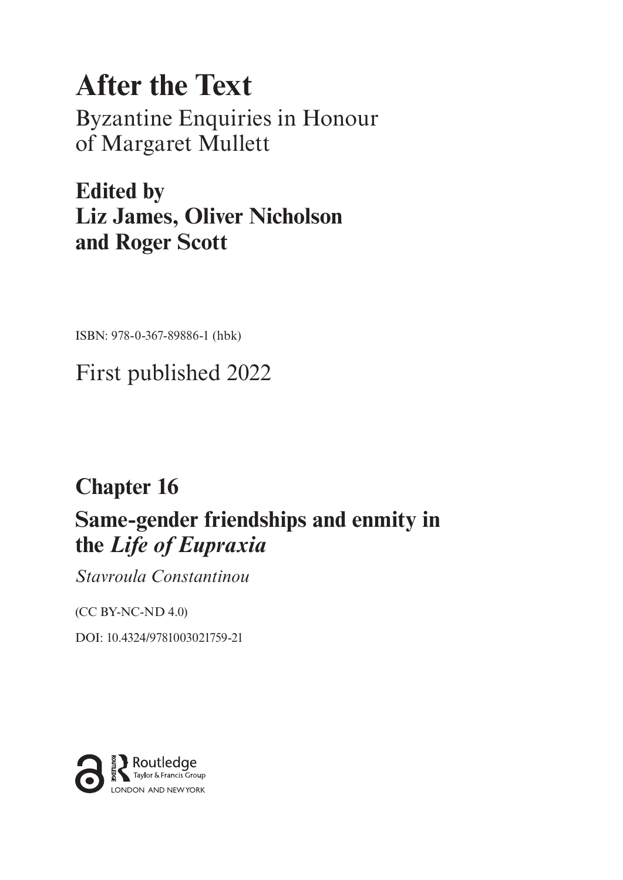# After the Text

Byzantine Enquiries in Honour of Margaret Mullett

**Edited by Liz James, Oliver Nicholson and Roger Scott**

ISBN: 978-0-367-89886-1 (hbk)

First published 2022

## Chapter 16

## Same-gender friendships and enmity in the *Life of Eupraxia*

*Stavroula Constantinou*

(CC BY-NC-ND 4.0)

DOI: 10.4324/9781003021759-21

Routledge
Taylor & Francis Group
LONDON AND NEW YORK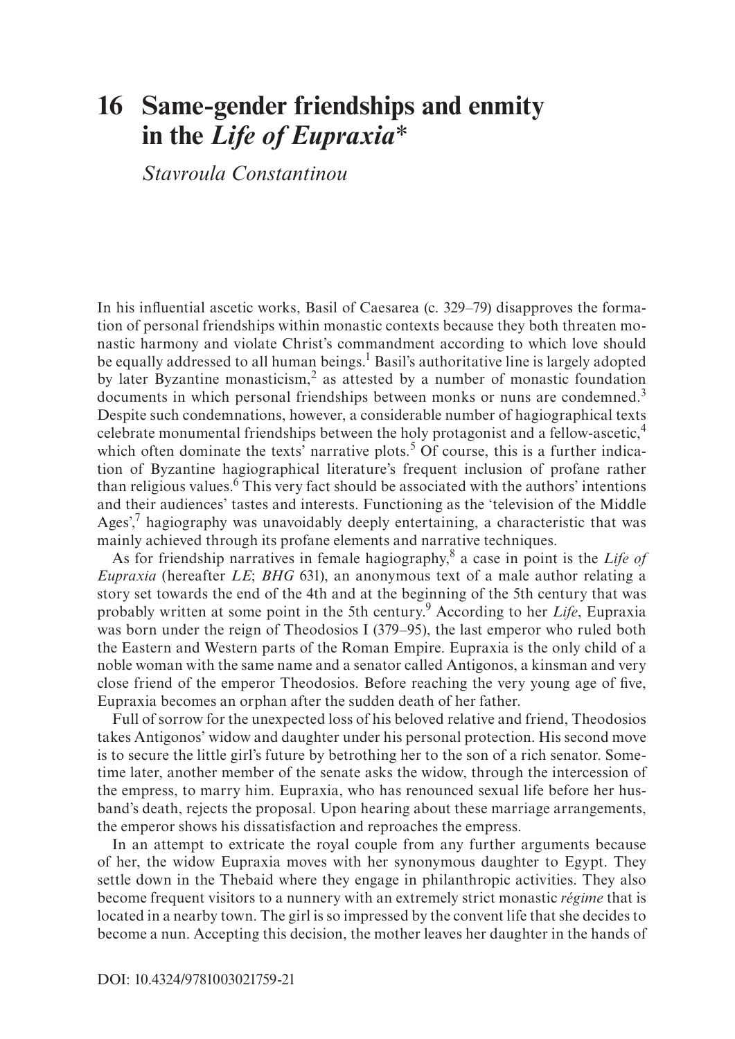# 16 Same-gender friendships and enmity in the *Life of Eupraxia**

*Stavroula Constantinou*

In his influential ascetic works, Basil of Caesarea (c. 329–79) disapproves the formation of personal friendships within monastic contexts because they both threaten monastic harmony and violate Christ's commandment according to which love should be equally addressed to all human beings.[1] Basil's authoritative line is largely adopted by later Byzantine monasticism,[2] as attested by a number of monastic foundation documents in which personal friendships between monks or nuns are condemned.[3] Despite such condemnations, however, a considerable number of hagiographical texts celebrate monumental friendships between the holy protagonist and a fellow-ascetic,[4] which often dominate the texts' narrative plots.[5] Of course, this is a further indication of Byzantine hagiographical literature's frequent inclusion of profane rather than religious values.[6] This very fact should be associated with the authors' intentions and their audiences' tastes and interests. Functioning as the 'television of the Middle Ages',[7] hagiography was unavoidably deeply entertaining, a characteristic that was mainly achieved through its profane elements and narrative techniques.

As for friendship narratives in female hagiography,[8] a case in point is the *Life of Eupraxia* (hereafter *LE*; *BHG* 631), an anonymous text of a male author relating a story set towards the end of the 4th and at the beginning of the 5th century that was probably written at some point in the 5th century.[9] According to her *Life*, Eupraxia was born under the reign of Theodosios I (379–95), the last emperor who ruled both the Eastern and Western parts of the Roman Empire. Eupraxia is the only child of a noble woman with the same name and a senator called Antigonos, a kinsman and very close friend of the emperor Theodosios. Before reaching the very young age of five, Eupraxia becomes an orphan after the sudden death of her father.

Full of sorrow for the unexpected loss of his beloved relative and friend, Theodosios takes Antigonos' widow and daughter under his personal protection. His second move is to secure the little girl's future by betrothing her to the son of a rich senator. Sometime later, another member of the senate asks the widow, through the intercession of the empress, to marry him. Eupraxia, who has renounced sexual life before her husband's death, rejects the proposal. Upon hearing about these marriage arrangements, the emperor shows his dissatisfaction and reproaches the empress.

In an attempt to extricate the royal couple from any further arguments because of her, the widow Eupraxia moves with her synonymous daughter to Egypt. They settle down in the Thebaid where they engage in philanthropic activities. They also become frequent visitors to a nunnery with an extremely strict monastic *régime* that is located in a nearby town. The girl is so impressed by the convent life that she decides to become a nun. Accepting this decision, the mother leaves her daughter in the hands of

DOI: 10.4324/9781003021759-21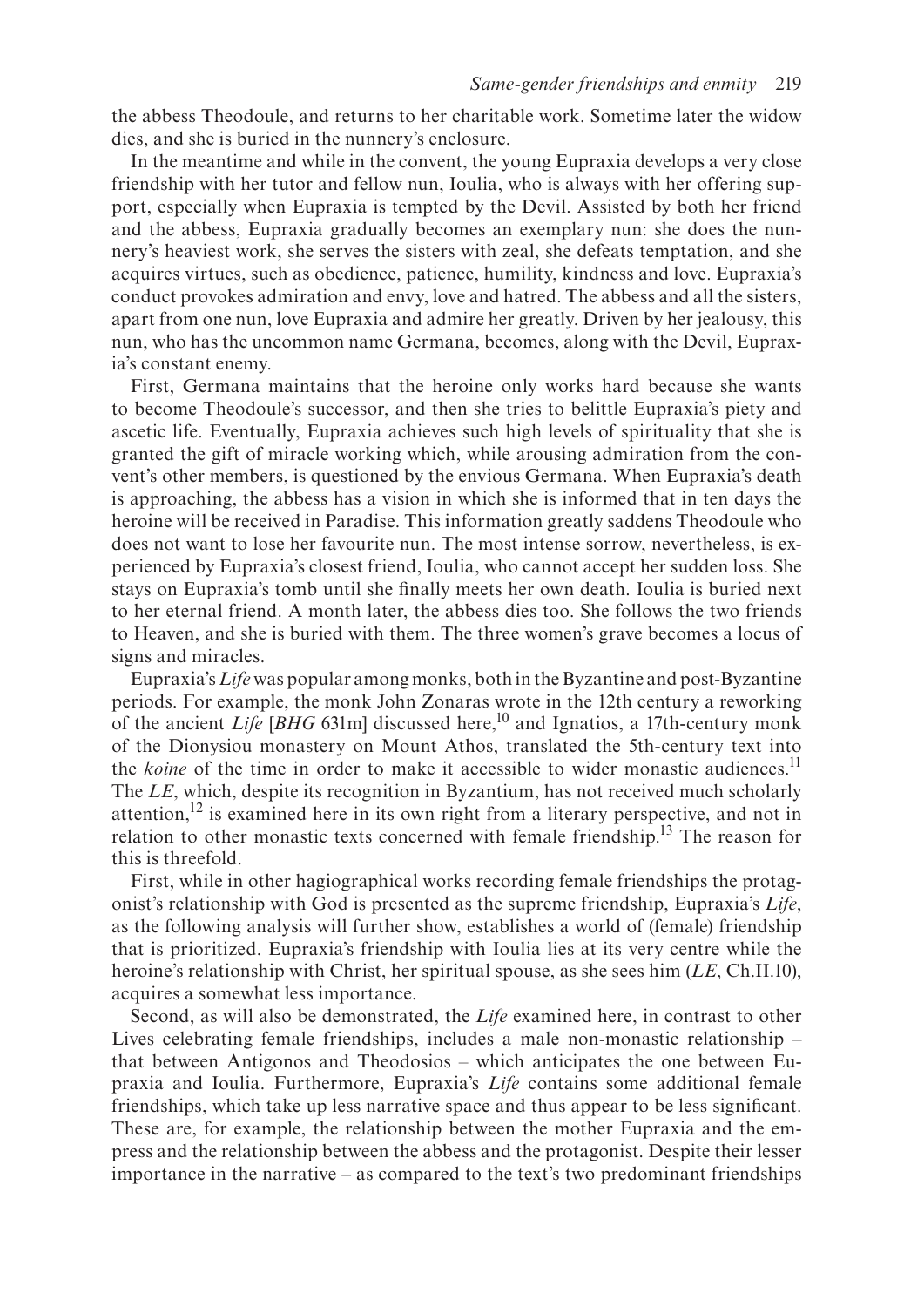the abbess Theodoule, and returns to her charitable work. Sometime later the widow dies, and she is buried in the nunnery's enclosure.

In the meantime and while in the convent, the young Eupraxia develops a very close friendship with her tutor and fellow nun, Ioulia, who is always with her offering support, especially when Eupraxia is tempted by the Devil. Assisted by both her friend and the abbess, Eupraxia gradually becomes an exemplary nun: she does the nunnery's heaviest work, she serves the sisters with zeal, she defeats temptation, and she acquires virtues, such as obedience, patience, humility, kindness and love. Eupraxia's conduct provokes admiration and envy, love and hatred. The abbess and all the sisters, apart from one nun, love Eupraxia and admire her greatly. Driven by her jealousy, this nun, who has the uncommon name Germana, becomes, along with the Devil, Eupraxia's constant enemy.

First, Germana maintains that the heroine only works hard because she wants to become Theodoule's successor, and then she tries to belittle Eupraxia's piety and ascetic life. Eventually, Eupraxia achieves such high levels of spirituality that she is granted the gift of miracle working which, while arousing admiration from the convent's other members, is questioned by the envious Germana. When Eupraxia's death is approaching, the abbess has a vision in which she is informed that in ten days the heroine will be received in Paradise. This information greatly saddens Theodoule who does not want to lose her favourite nun. The most intense sorrow, nevertheless, is experienced by Eupraxia's closest friend, Ioulia, who cannot accept her sudden loss. She stays on Eupraxia's tomb until she finally meets her own death. Ioulia is buried next to her eternal friend. A month later, the abbess dies too. She follows the two friends to Heaven, and she is buried with them. The three women's grave becomes a locus of signs and miracles.

Eupraxia's *Life* was popular among monks, both in the Byzantine and post-Byzantine periods. For example, the monk John Zonaras wrote in the 12th century a reworking of the ancient *Life* [*BHG* 631m] discussed here,[10] and Ignatios, a 17th-century monk of the Dionysiou monastery on Mount Athos, translated the 5th-century text into the *koine* of the time in order to make it accessible to wider monastic audiences.[11] The *LE*, which, despite its recognition in Byzantium, has not received much scholarly attention,[12] is examined here in its own right from a literary perspective, and not in relation to other monastic texts concerned with female friendship.[13] The reason for this is threefold.

First, while in other hagiographical works recording female friendships the protagonist's relationship with God is presented as the supreme friendship, Eupraxia's *Life*, as the following analysis will further show, establishes a world of (female) friendship that is prioritized. Eupraxia's friendship with Ioulia lies at its very centre while the heroine's relationship with Christ, her spiritual spouse, as she sees him (*LE*, Ch.II.10), acquires a somewhat less importance.

Second, as will also be demonstrated, the *Life* examined here, in contrast to other Lives celebrating female friendships, includes a male non-monastic relationship – that between Antigonos and Theodosios – which anticipates the one between Eupraxia and Ioulia. Furthermore, Eupraxia's *Life* contains some additional female friendships, which take up less narrative space and thus appear to be less significant. These are, for example, the relationship between the mother Eupraxia and the empress and the relationship between the abbess and the protagonist. Despite their lesser importance in the narrative – as compared to the text's two predominant friendships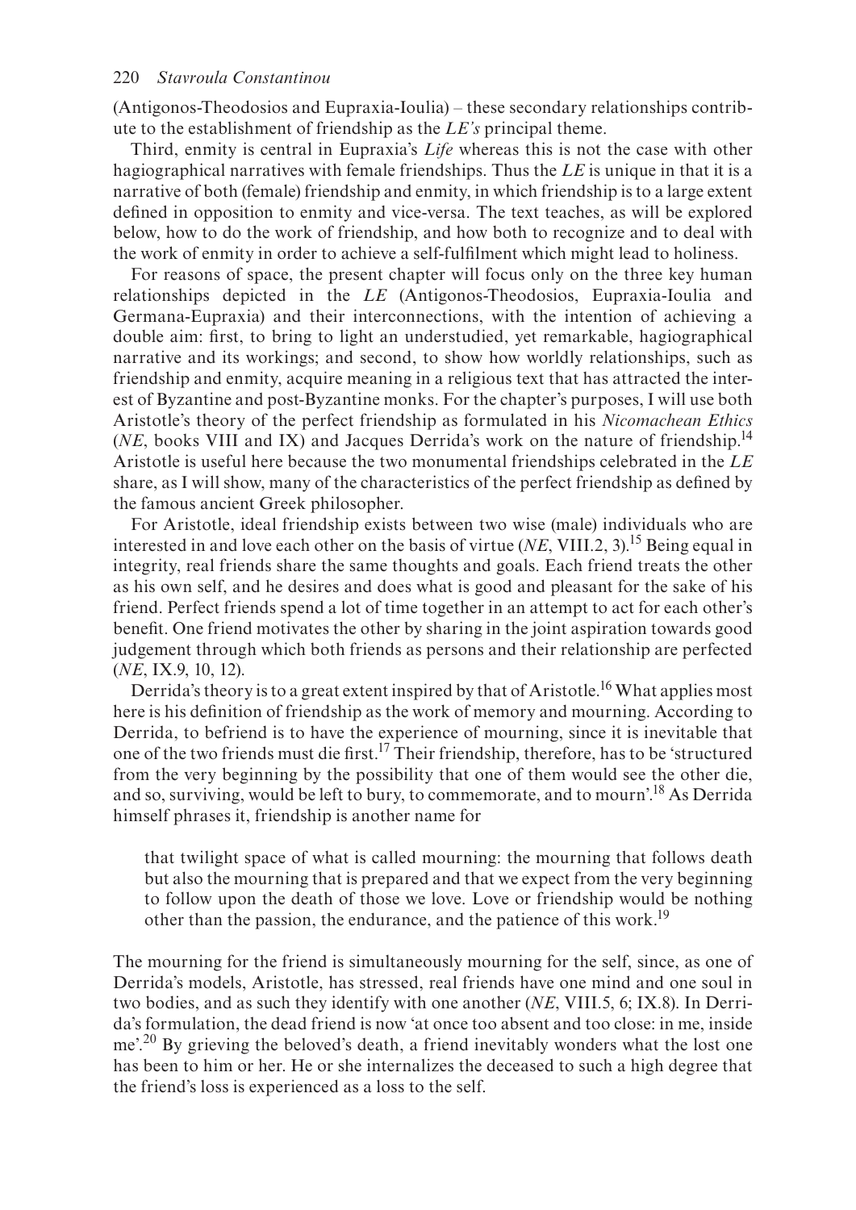(Antigonos-Theodosios and Eupraxia-Ioulia) – these secondary relationships contribute to the establishment of friendship as the *LE's* principal theme.

Third, enmity is central in Eupraxia's *Life* whereas this is not the case with other hagiographical narratives with female friendships. Thus the *LE* is unique in that it is a narrative of both (female) friendship and enmity, in which friendship is to a large extent defined in opposition to enmity and vice-versa. The text teaches, as will be explored below, how to do the work of friendship, and how both to recognize and to deal with the work of enmity in order to achieve a self-fulfilment which might lead to holiness.

For reasons of space, the present chapter will focus only on the three key human relationships depicted in the *LE* (Antigonos-Theodosios, Eupraxia-Ioulia and Germana-Eupraxia) and their interconnections, with the intention of achieving a double aim: first, to bring to light an understudied, yet remarkable, hagiographical narrative and its workings; and second, to show how worldly relationships, such as friendship and enmity, acquire meaning in a religious text that has attracted the interest of Byzantine and post-Byzantine monks. For the chapter's purposes, I will use both Aristotle's theory of the perfect friendship as formulated in his *Nicomachean Ethics* (*NE*, books VIII and IX) and Jacques Derrida's work on the nature of friendship.[14] Aristotle is useful here because the two monumental friendships celebrated in the *LE* share, as I will show, many of the characteristics of the perfect friendship as defined by the famous ancient Greek philosopher.

For Aristotle, ideal friendship exists between two wise (male) individuals who are interested in and love each other on the basis of virtue (*NE*, VIII.2, 3).[15] Being equal in integrity, real friends share the same thoughts and goals. Each friend treats the other as his own self, and he desires and does what is good and pleasant for the sake of his friend. Perfect friends spend a lot of time together in an attempt to act for each other's benefit. One friend motivates the other by sharing in the joint aspiration towards good judgement through which both friends as persons and their relationship are perfected (*NE*, IX.9, 10, 12).

Derrida's theory is to a great extent inspired by that of Aristotle.[16] What applies most here is his definition of friendship as the work of memory and mourning. According to Derrida, to befriend is to have the experience of mourning, since it is inevitable that one of the two friends must die first.[17] Their friendship, therefore, has to be 'structured from the very beginning by the possibility that one of them would see the other die, and so, surviving, would be left to bury, to commemorate, and to mourn'.[18] As Derrida himself phrases it, friendship is another name for

> that twilight space of what is called mourning: the mourning that follows death but also the mourning that is prepared and that we expect from the very beginning to follow upon the death of those we love. Love or friendship would be nothing other than the passion, the endurance, and the patience of this work.[19]

The mourning for the friend is simultaneously mourning for the self, since, as one of Derrida's models, Aristotle, has stressed, real friends have one mind and one soul in two bodies, and as such they identify with one another (*NE*, VIII.5, 6; IX.8). In Derrida's formulation, the dead friend is now 'at once too absent and too close: in me, inside me'.[20] By grieving the beloved's death, a friend inevitably wonders what the lost one has been to him or her. He or she internalizes the deceased to such a high degree that the friend's loss is experienced as a loss to the self.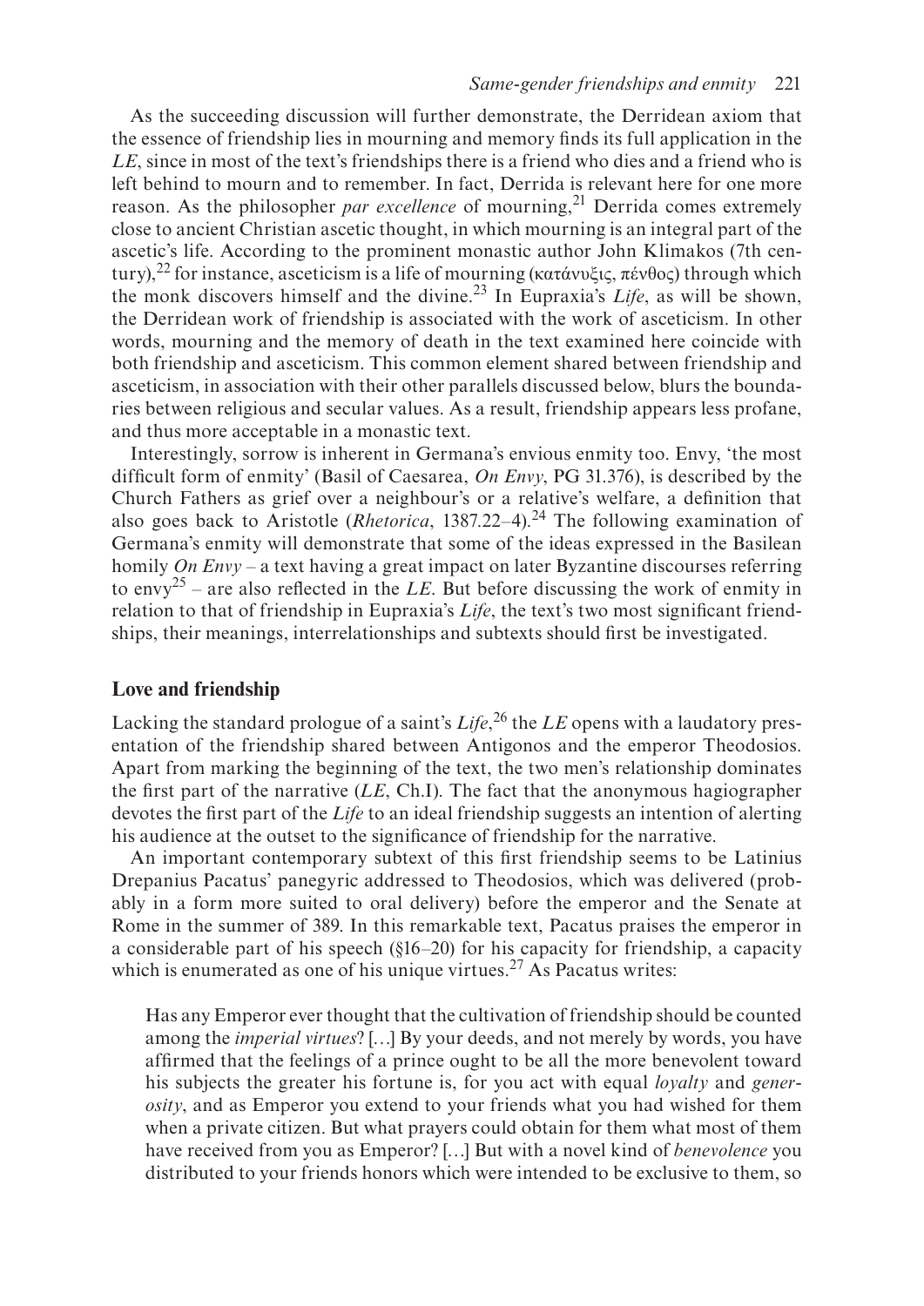As the succeeding discussion will further demonstrate, the Derridean axiom that the essence of friendship lies in mourning and memory finds its full application in the *LE*, since in most of the text's friendships there is a friend who dies and a friend who is left behind to mourn and to remember. In fact, Derrida is relevant here for one more reason. As the philosopher *par excellence* of mourning,[21] Derrida comes extremely close to ancient Christian ascetic thought, in which mourning is an integral part of the ascetic's life. According to the prominent monastic author John Klimakos (7th century),[22] for instance, asceticism is a life of mourning (κατάνυξις, πένθος) through which the monk discovers himself and the divine.[23] In Eupraxia's *Life*, as will be shown, the Derridean work of friendship is associated with the work of asceticism. In other words, mourning and the memory of death in the text examined here coincide with both friendship and asceticism. This common element shared between friendship and asceticism, in association with their other parallels discussed below, blurs the boundaries between religious and secular values. As a result, friendship appears less profane, and thus more acceptable in a monastic text.

Interestingly, sorrow is inherent in Germana's envious enmity too. Envy, 'the most difficult form of enmity' (Basil of Caesarea, *On Envy*, PG 31.376), is described by the Church Fathers as grief over a neighbour's or a relative's welfare, a definition that also goes back to Aristotle (*Rhetorica*, 1387.22–4).[24] The following examination of Germana's enmity will demonstrate that some of the ideas expressed in the Basilean homily *On Envy* – a text having a great impact on later Byzantine discourses referring to envy[25] – are also reflected in the *LE*. But before discussing the work of enmity in relation to that of friendship in Eupraxia's *Life*, the text's two most significant friendships, their meanings, interrelationships and subtexts should first be investigated.

## Love and friendship

Lacking the standard prologue of a saint's *Life*,[26] the *LE* opens with a laudatory presentation of the friendship shared between Antigonos and the emperor Theodosios. Apart from marking the beginning of the text, the two men's relationship dominates the first part of the narrative (*LE*, Ch.I). The fact that the anonymous hagiographer devotes the first part of the *Life* to an ideal friendship suggests an intention of alerting his audience at the outset to the significance of friendship for the narrative.

An important contemporary subtext of this first friendship seems to be Latinius Drepanius Pacatus' panegyric addressed to Theodosios, which was delivered (probably in a form more suited to oral delivery) before the emperor and the Senate at Rome in the summer of 389. In this remarkable text, Pacatus praises the emperor in a considerable part of his speech (§16–20) for his capacity for friendship, a capacity which is enumerated as one of his unique virtues.[27] As Pacatus writes:

> Has any Emperor ever thought that the cultivation of friendship should be counted among the *imperial virtues*? […] By your deeds, and not merely by words, you have affirmed that the feelings of a prince ought to be all the more benevolent toward his subjects the greater his fortune is, for you act with equal *loyalty* and *generosity*, and as Emperor you extend to your friends what you had wished for them when a private citizen. But what prayers could obtain for them what most of them have received from you as Emperor? […] But with a novel kind of *benevolence* you distributed to your friends honors which were intended to be exclusive to them, so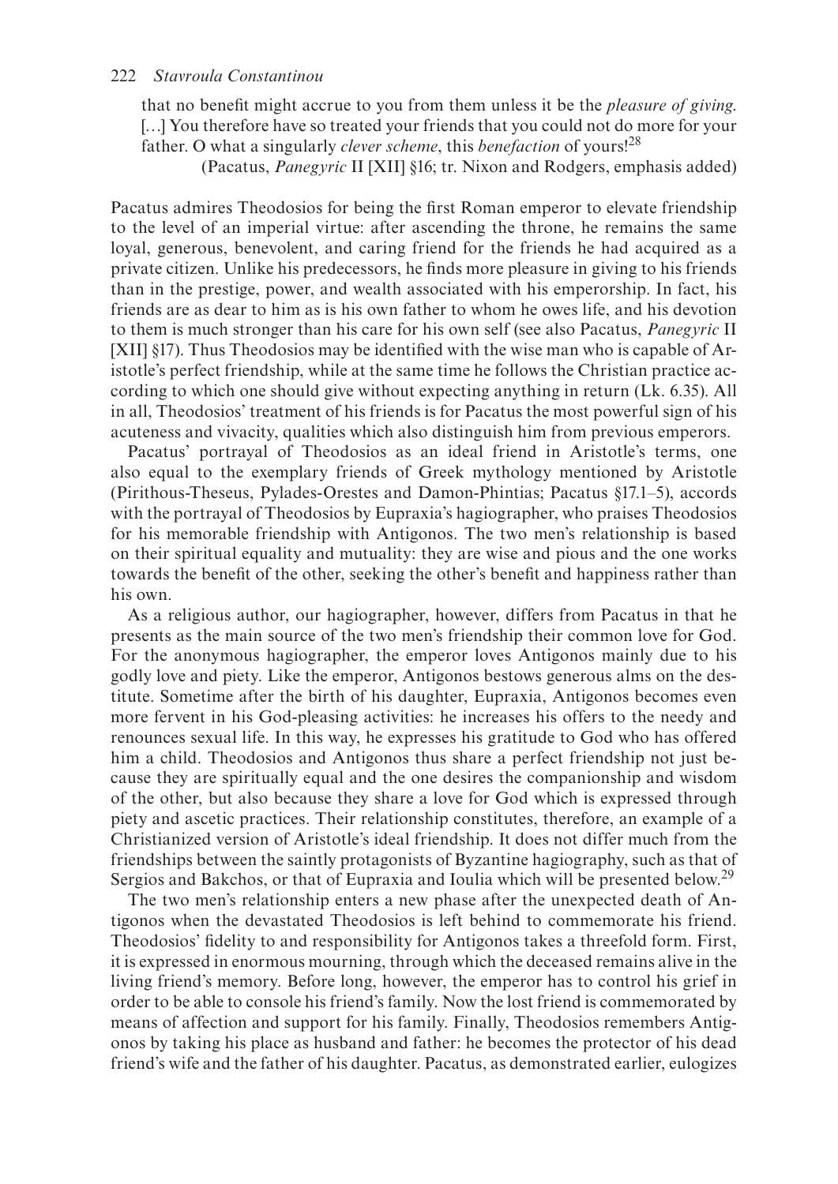that no benefit might accrue to you from them unless it be the *pleasure of giving*. [...] You therefore have so treated your friends that you could not do more for your father. O what a singularly *clever scheme*, this *benefaction* of yours![28]

(Pacatus, *Panegyric* II [XII] §16; tr. Nixon and Rodgers, emphasis added)

Pacatus admires Theodosios for being the first Roman emperor to elevate friendship to the level of an imperial virtue: after ascending the throne, he remains the same loyal, generous, benevolent, and caring friend for the friends he had acquired as a private citizen. Unlike his predecessors, he finds more pleasure in giving to his friends than in the prestige, power, and wealth associated with his emperorship. In fact, his friends are as dear to him as is his own father to whom he owes life, and his devotion to them is much stronger than his care for his own self (see also Pacatus, *Panegyric* II [XII] §17). Thus Theodosios may be identified with the wise man who is capable of Aristotle's perfect friendship, while at the same time he follows the Christian practice according to which one should give without expecting anything in return (Lk. 6.35). All in all, Theodosios' treatment of his friends is for Pacatus the most powerful sign of his acuteness and vivacity, qualities which also distinguish him from previous emperors.

Pacatus' portrayal of Theodosios as an ideal friend in Aristotle's terms, one also equal to the exemplary friends of Greek mythology mentioned by Aristotle (Pirithous-Theseus, Pylades-Orestes and Damon-Phintias; Pacatus §17.1–5), accords with the portrayal of Theodosios by Eupraxia's hagiographer, who praises Theodosios for his memorable friendship with Antigonos. The two men's relationship is based on their spiritual equality and mutuality: they are wise and pious and the one works towards the benefit of the other, seeking the other's benefit and happiness rather than his own.

As a religious author, our hagiographer, however, differs from Pacatus in that he presents as the main source of the two men's friendship their common love for God. For the anonymous hagiographer, the emperor loves Antigonos mainly due to his godly love and piety. Like the emperor, Antigonos bestows generous alms on the destitute. Sometime after the birth of his daughter, Eupraxia, Antigonos becomes even more fervent in his God-pleasing activities: he increases his offers to the needy and renounces sexual life. In this way, he expresses his gratitude to God who has offered him a child. Theodosios and Antigonos thus share a perfect friendship not just because they are spiritually equal and the one desires the companionship and wisdom of the other, but also because they share a love for God which is expressed through piety and ascetic practices. Their relationship constitutes, therefore, an example of a Christianized version of Aristotle's ideal friendship. It does not differ much from the friendships between the saintly protagonists of Byzantine hagiography, such as that of Sergios and Bakchos, or that of Eupraxia and Ioulia which will be presented below.[29]

The two men's relationship enters a new phase after the unexpected death of Antigonos when the devastated Theodosios is left behind to commemorate his friend. Theodosios' fidelity to and responsibility for Antigonos takes a threefold form. First, it is expressed in enormous mourning, through which the deceased remains alive in the living friend's memory. Before long, however, the emperor has to control his grief in order to be able to console his friend's family. Now the lost friend is commemorated by means of affection and support for his family. Finally, Theodosios remembers Antigonos by taking his place as husband and father: he becomes the protector of his dead friend's wife and the father of his daughter. Pacatus, as demonstrated earlier, eulogizes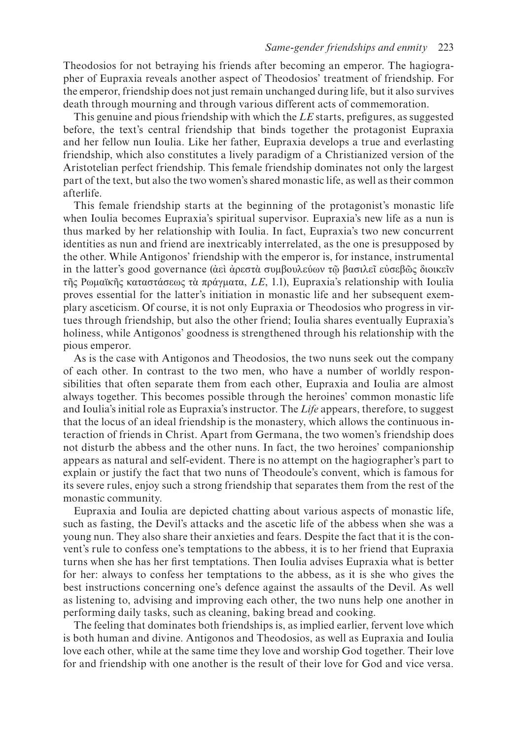Theodosios for not betraying his friends after becoming an emperor. The hagiographer of Eupraxia reveals another aspect of Theodosios' treatment of friendship. For the emperor, friendship does not just remain unchanged during life, but it also survives death through mourning and through various different acts of commemoration.

This genuine and pious friendship with which the *LE* starts, prefigures, as suggested before, the text's central friendship that binds together the protagonist Eupraxia and her fellow nun Ioulia. Like her father, Eupraxia develops a true and everlasting friendship, which also constitutes a lively paradigm of a Christianized version of the Aristotelian perfect friendship. This female friendship dominates not only the largest part of the text, but also the two women's shared monastic life, as well as their common afterlife.

This female friendship starts at the beginning of the protagonist's monastic life when Ioulia becomes Eupraxia's spiritual supervisor. Eupraxia's new life as a nun is thus marked by her relationship with Ioulia. In fact, Eupraxia's two new concurrent identities as nun and friend are inextricably interrelated, as the one is presupposed by the other. While Antigonos' friendship with the emperor is, for instance, instrumental in the latter's good governance (ἀεὶ ἀρεστὰ συμβουλεύων τῷ βασιλεῖ εὐσεβῶς διοικεῖν τῆς Ρωμαϊκῆς καταστάσεως τὰ πράγματα, *LE*, 1.1), Eupraxia's relationship with Ioulia proves essential for the latter's initiation in monastic life and her subsequent exemplary asceticism. Of course, it is not only Eupraxia or Theodosios who progress in virtues through friendship, but also the other friend; Ioulia shares eventually Eupraxia's holiness, while Antigonos' goodness is strengthened through his relationship with the pious emperor.

As is the case with Antigonos and Theodosios, the two nuns seek out the company of each other. In contrast to the two men, who have a number of worldly responsibilities that often separate them from each other, Eupraxia and Ioulia are almost always together. This becomes possible through the heroines' common monastic life and Ioulia's initial role as Eupraxia's instructor. The *Life* appears, therefore, to suggest that the locus of an ideal friendship is the monastery, which allows the continuous interaction of friends in Christ. Apart from Germana, the two women's friendship does not disturb the abbess and the other nuns. In fact, the two heroines' companionship appears as natural and self-evident. There is no attempt on the hagiographer's part to explain or justify the fact that two nuns of Theodoule's convent, which is famous for its severe rules, enjoy such a strong friendship that separates them from the rest of the monastic community.

Eupraxia and Ioulia are depicted chatting about various aspects of monastic life, such as fasting, the Devil's attacks and the ascetic life of the abbess when she was a young nun. They also share their anxieties and fears. Despite the fact that it is the convent's rule to confess one's temptations to the abbess, it is to her friend that Eupraxia turns when she has her first temptations. Then Ioulia advises Eupraxia what is better for her: always to confess her temptations to the abbess, as it is she who gives the best instructions concerning one's defence against the assaults of the Devil. As well as listening to, advising and improving each other, the two nuns help one another in performing daily tasks, such as cleaning, baking bread and cooking.

The feeling that dominates both friendships is, as implied earlier, fervent love which is both human and divine. Antigonos and Theodosios, as well as Eupraxia and Ioulia love each other, while at the same time they love and worship God together. Their love for and friendship with one another is the result of their love for God and vice versa.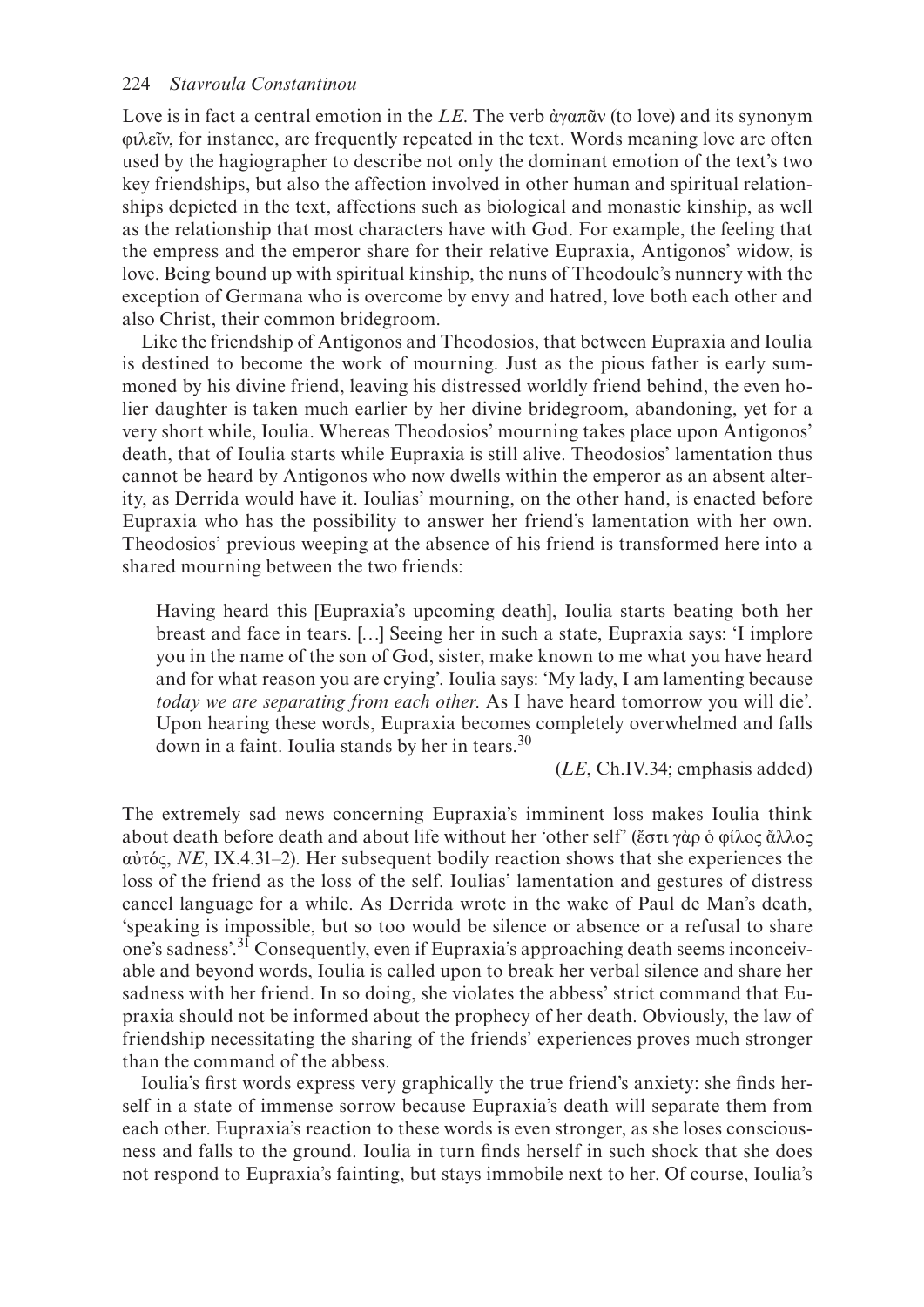Love is in fact a central emotion in the *LE*. The verb ἀγαπᾶν (to love) and its synonym φιλεῖν, for instance, are frequently repeated in the text. Words meaning love are often used by the hagiographer to describe not only the dominant emotion of the text's two key friendships, but also the affection involved in other human and spiritual relationships depicted in the text, affections such as biological and monastic kinship, as well as the relationship that most characters have with God. For example, the feeling that the empress and the emperor share for their relative Eupraxia, Antigonos' widow, is love. Being bound up with spiritual kinship, the nuns of Theodoule's nunnery with the exception of Germana who is overcome by envy and hatred, love both each other and also Christ, their common bridegroom.

Like the friendship of Antigonos and Theodosios, that between Eupraxia and Ioulia is destined to become the work of mourning. Just as the pious father is early summoned by his divine friend, leaving his distressed worldly friend behind, the even holier daughter is taken much earlier by her divine bridegroom, abandoning, yet for a very short while, Ioulia. Whereas Theodosios' mourning takes place upon Antigonos' death, that of Ioulia starts while Eupraxia is still alive. Theodosios' lamentation thus cannot be heard by Antigonos who now dwells within the emperor as an absent alterity, as Derrida would have it. Ioulias' mourning, on the other hand, is enacted before Eupraxia who has the possibility to answer her friend's lamentation with her own. Theodosios' previous weeping at the absence of his friend is transformed here into a shared mourning between the two friends:

> Having heard this [Eupraxia's upcoming death], Ioulia starts beating both her breast and face in tears. [...] Seeing her in such a state, Eupraxia says: 'I implore you in the name of the son of God, sister, make known to me what you have heard and for what reason you are crying'. Ioulia says: 'My lady, I am lamenting because *today we are separating from each other*. As I have heard tomorrow you will die'. Upon hearing these words, Eupraxia becomes completely overwhelmed and falls down in a faint. Ioulia stands by her in tears.[30]
>
> (*LE*, Ch.IV.34; emphasis added)

The extremely sad news concerning Eupraxia's imminent loss makes Ioulia think about death before death and about life without her 'other self' (ἔστι γὰρ ὁ φίλος ἄλλος αὐτός, *NE*, IX.4.31–2). Her subsequent bodily reaction shows that she experiences the loss of the friend as the loss of the self. Ioulias' lamentation and gestures of distress cancel language for a while. As Derrida wrote in the wake of Paul de Man's death, 'speaking is impossible, but so too would be silence or absence or a refusal to share one's sadness'.[31] Consequently, even if Eupraxia's approaching death seems inconceivable and beyond words, Ioulia is called upon to break her verbal silence and share her sadness with her friend. In so doing, she violates the abbess' strict command that Eupraxia should not be informed about the prophecy of her death. Obviously, the law of friendship necessitating the sharing of the friends' experiences proves much stronger than the command of the abbess.

Ioulia's first words express very graphically the true friend's anxiety: she finds herself in a state of immense sorrow because Eupraxia's death will separate them from each other. Eupraxia's reaction to these words is even stronger, as she loses consciousness and falls to the ground. Ioulia in turn finds herself in such shock that she does not respond to Eupraxia's fainting, but stays immobile next to her. Of course, Ioulia's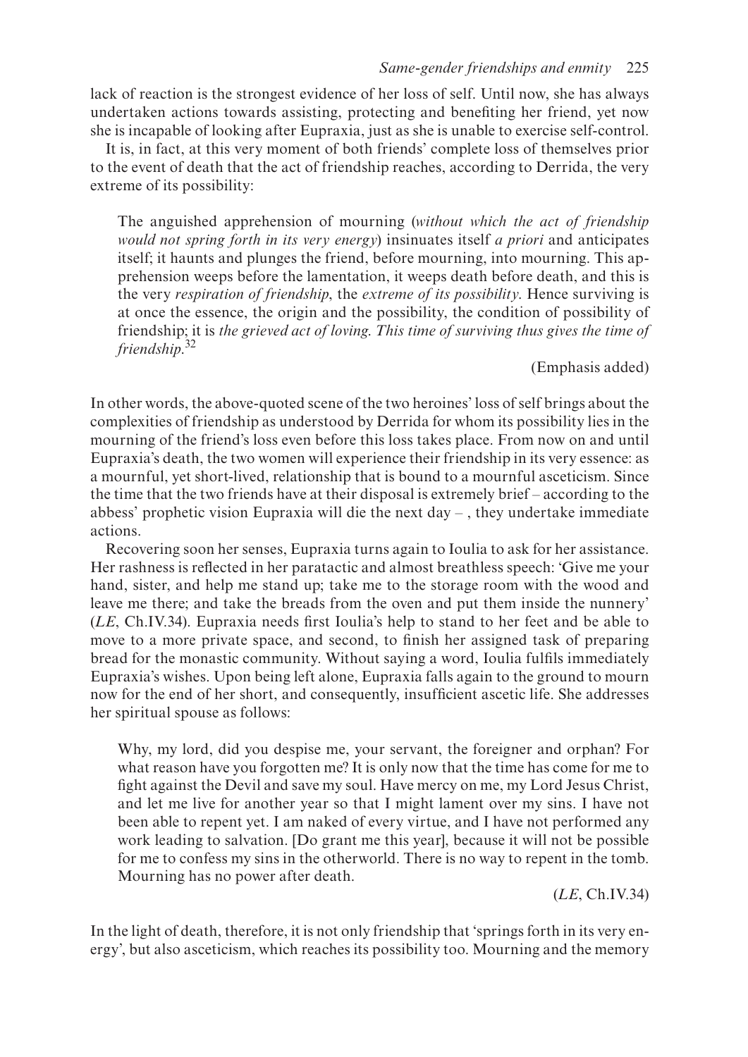lack of reaction is the strongest evidence of her loss of self. Until now, she has always undertaken actions towards assisting, protecting and benefiting her friend, yet now she is incapable of looking after Eupraxia, just as she is unable to exercise self-control.

It is, in fact, at this very moment of both friends' complete loss of themselves prior to the event of death that the act of friendship reaches, according to Derrida, the very extreme of its possibility:

> The anguished apprehension of mourning (*without which the act of friendship would not spring forth in its very energy*) insinuates itself *a priori* and anticipates itself; it haunts and plunges the friend, before mourning, into mourning. This apprehension weeps before the lamentation, it weeps death before death, and this is the very *respiration of friendship*, the *extreme of its possibility*. Hence surviving is at once the essence, the origin and the possibility, the condition of possibility of friendship; it is *the grieved act of loving. This time of surviving thus gives the time of friendship*.[32]
>
> (Emphasis added)

In other words, the above-quoted scene of the two heroines' loss of self brings about the complexities of friendship as understood by Derrida for whom its possibility lies in the mourning of the friend's loss even before this loss takes place. From now on and until Eupraxia's death, the two women will experience their friendship in its very essence: as a mournful, yet short-lived, relationship that is bound to a mournful asceticism. Since the time that the two friends have at their disposal is extremely brief – according to the abbess' prophetic vision Eupraxia will die the next day – , they undertake immediate actions.

Recovering soon her senses, Eupraxia turns again to Ioulia to ask for her assistance. Her rashness is reflected in her paratactic and almost breathless speech: 'Give me your hand, sister, and help me stand up; take me to the storage room with the wood and leave me there; and take the breads from the oven and put them inside the nunnery' (*LE*, Ch.IV.34). Eupraxia needs first Ioulia's help to stand to her feet and be able to move to a more private space, and second, to finish her assigned task of preparing bread for the monastic community. Without saying a word, Ioulia fulfils immediately Eupraxia's wishes. Upon being left alone, Eupraxia falls again to the ground to mourn now for the end of her short, and consequently, insufficient ascetic life. She addresses her spiritual spouse as follows:

> Why, my lord, did you despise me, your servant, the foreigner and orphan? For what reason have you forgotten me? It is only now that the time has come for me to fight against the Devil and save my soul. Have mercy on me, my Lord Jesus Christ, and let me live for another year so that I might lament over my sins. I have not been able to repent yet. I am naked of every virtue, and I have not performed any work leading to salvation. [Do grant me this year], because it will not be possible for me to confess my sins in the otherworld. There is no way to repent in the tomb. Mourning has no power after death.
>
> (*LE*, Ch.IV.34)

In the light of death, therefore, it is not only friendship that 'springs forth in its very energy', but also asceticism, which reaches its possibility too. Mourning and the memory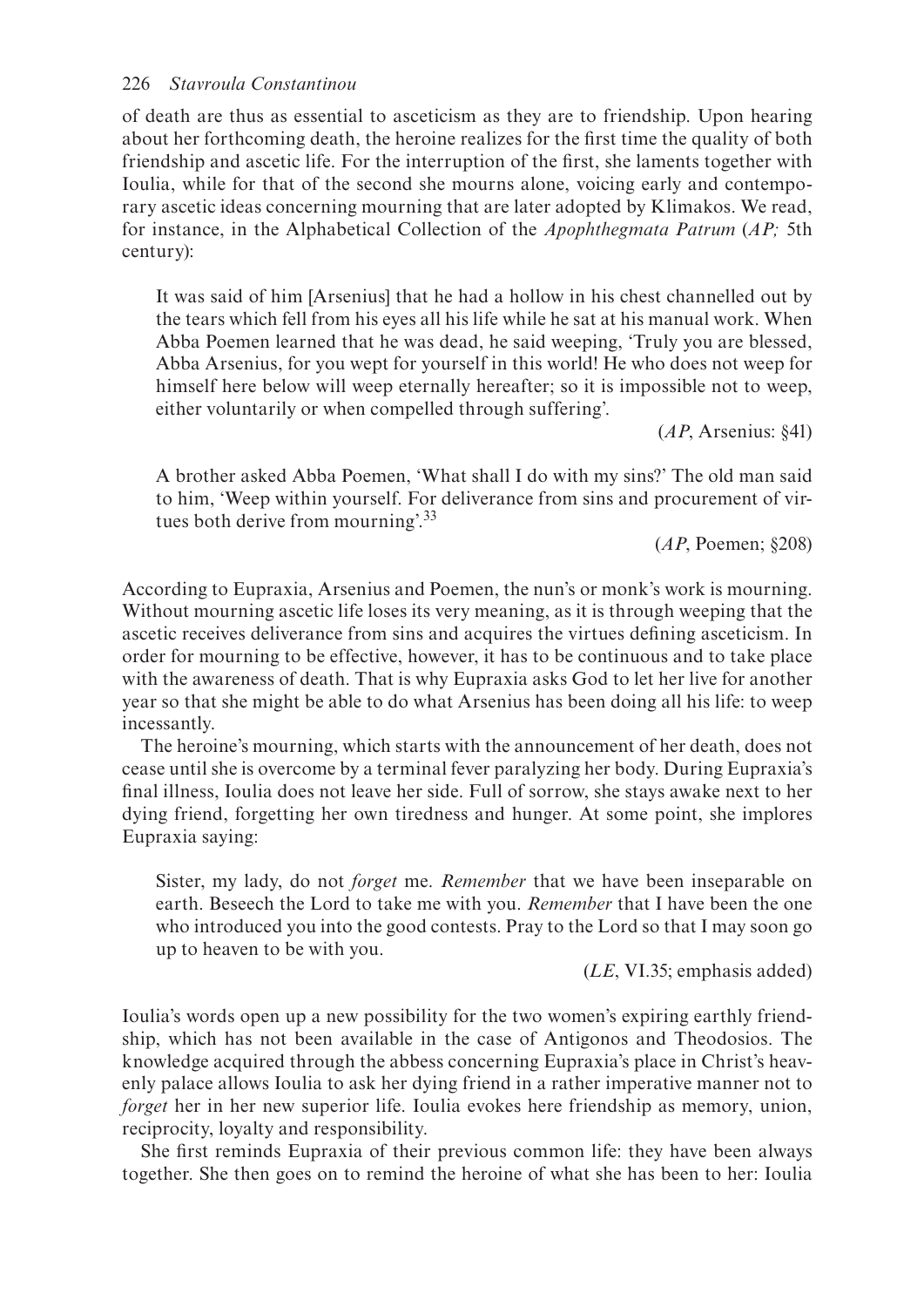of death are thus as essential to asceticism as they are to friendship. Upon hearing about her forthcoming death, the heroine realizes for the first time the quality of both friendship and ascetic life. For the interruption of the first, she laments together with Ioulia, while for that of the second she mourns alone, voicing early and contemporary ascetic ideas concerning mourning that are later adopted by Klimakos. We read, for instance, in the Alphabetical Collection of the *Apophthegmata Patrum* (*AP;* 5th century):

> It was said of him [Arsenius] that he had a hollow in his chest channelled out by the tears which fell from his eyes all his life while he sat at his manual work. When Abba Poemen learned that he was dead, he said weeping, 'Truly you are blessed, Abba Arsenius, for you wept for yourself in this world! He who does not weep for himself here below will weep eternally hereafter; so it is impossible not to weep, either voluntarily or when compelled through suffering'.
>
> (*AP*, Arsenius: §41)

> A brother asked Abba Poemen, 'What shall I do with my sins?' The old man said to him, 'Weep within yourself. For deliverance from sins and procurement of virtues both derive from mourning'.[33]
>
> (*AP*, Poemen; §208)

According to Eupraxia, Arsenius and Poemen, the nun's or monk's work is mourning. Without mourning ascetic life loses its very meaning, as it is through weeping that the ascetic receives deliverance from sins and acquires the virtues defining asceticism. In order for mourning to be effective, however, it has to be continuous and to take place with the awareness of death. That is why Eupraxia asks God to let her live for another year so that she might be able to do what Arsenius has been doing all his life: to weep incessantly.

The heroine's mourning, which starts with the announcement of her death, does not cease until she is overcome by a terminal fever paralyzing her body. During Eupraxia's final illness, Ioulia does not leave her side. Full of sorrow, she stays awake next to her dying friend, forgetting her own tiredness and hunger. At some point, she implores Eupraxia saying:

> Sister, my lady, do not *forget* me. *Remember* that we have been inseparable on earth. Beseech the Lord to take me with you. *Remember* that I have been the one who introduced you into the good contests. Pray to the Lord so that I may soon go up to heaven to be with you.
>
> (*LE*, VI.35; emphasis added)

Ioulia's words open up a new possibility for the two women's expiring earthly friendship, which has not been available in the case of Antigonos and Theodosios. The knowledge acquired through the abbess concerning Eupraxia's place in Christ's heavenly palace allows Ioulia to ask her dying friend in a rather imperative manner not to *forget* her in her new superior life. Ioulia evokes here friendship as memory, union, reciprocity, loyalty and responsibility.

She first reminds Eupraxia of their previous common life: they have been always together. She then goes on to remind the heroine of what she has been to her: Ioulia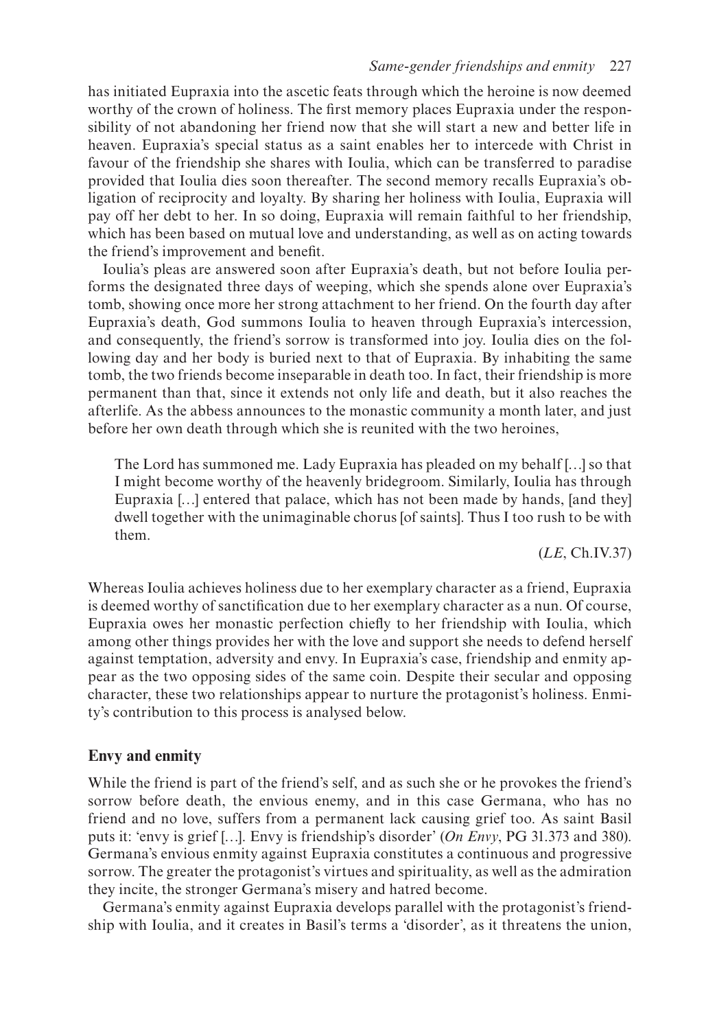has initiated Eupraxia into the ascetic feats through which the heroine is now deemed worthy of the crown of holiness. The first memory places Eupraxia under the responsibility of not abandoning her friend now that she will start a new and better life in heaven. Eupraxia's special status as a saint enables her to intercede with Christ in favour of the friendship she shares with Ioulia, which can be transferred to paradise provided that Ioulia dies soon thereafter. The second memory recalls Eupraxia's obligation of reciprocity and loyalty. By sharing her holiness with Ioulia, Eupraxia will pay off her debt to her. In so doing, Eupraxia will remain faithful to her friendship, which has been based on mutual love and understanding, as well as on acting towards the friend's improvement and benefit.

Ioulia's pleas are answered soon after Eupraxia's death, but not before Ioulia performs the designated three days of weeping, which she spends alone over Eupraxia's tomb, showing once more her strong attachment to her friend. On the fourth day after Eupraxia's death, God summons Ioulia to heaven through Eupraxia's intercession, and consequently, the friend's sorrow is transformed into joy. Ioulia dies on the following day and her body is buried next to that of Eupraxia. By inhabiting the same tomb, the two friends become inseparable in death too. In fact, their friendship is more permanent than that, since it extends not only life and death, but it also reaches the afterlife. As the abbess announces to the monastic community a month later, and just before her own death through which she is reunited with the two heroines,

> The Lord has summoned me. Lady Eupraxia has pleaded on my behalf […] so that I might become worthy of the heavenly bridegroom. Similarly, Ioulia has through Eupraxia […] entered that palace, which has not been made by hands, [and they] dwell together with the unimaginable chorus [of saints]. Thus I too rush to be with them.
>
> (*LE*, Ch.IV.37)

Whereas Ioulia achieves holiness due to her exemplary character as a friend, Eupraxia is deemed worthy of sanctification due to her exemplary character as a nun. Of course, Eupraxia owes her monastic perfection chiefly to her friendship with Ioulia, which among other things provides her with the love and support she needs to defend herself against temptation, adversity and envy. In Eupraxia's case, friendship and enmity appear as the two opposing sides of the same coin. Despite their secular and opposing character, these two relationships appear to nurture the protagonist's holiness. Enmity's contribution to this process is analysed below.

## Envy and enmity

While the friend is part of the friend's self, and as such she or he provokes the friend's sorrow before death, the envious enemy, and in this case Germana, who has no friend and no love, suffers from a permanent lack causing grief too. As saint Basil puts it: 'envy is grief […]. Envy is friendship's disorder' (*On Envy*, PG 31.373 and 380). Germana's envious enmity against Eupraxia constitutes a continuous and progressive sorrow. The greater the protagonist's virtues and spirituality, as well as the admiration they incite, the stronger Germana's misery and hatred become.

Germana's enmity against Eupraxia develops parallel with the protagonist's friendship with Ioulia, and it creates in Basil's terms a 'disorder', as it threatens the union,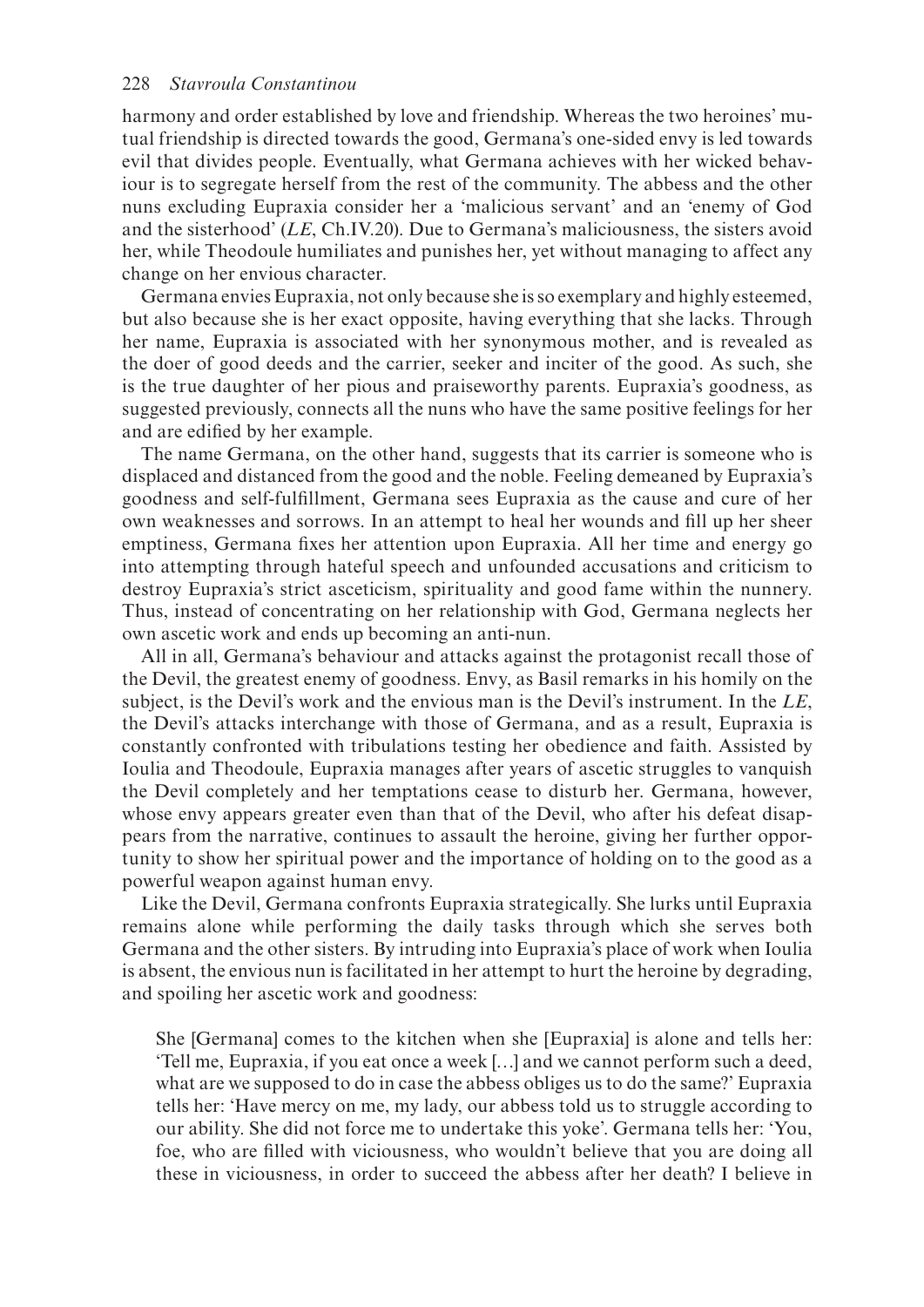harmony and order established by love and friendship. Whereas the two heroines' mutual friendship is directed towards the good, Germana's one-sided envy is led towards evil that divides people. Eventually, what Germana achieves with her wicked behaviour is to segregate herself from the rest of the community. The abbess and the other nuns excluding Eupraxia consider her a 'malicious servant' and an 'enemy of God and the sisterhood' (*LE*, Ch.IV.20). Due to Germana's maliciousness, the sisters avoid her, while Theodoule humiliates and punishes her, yet without managing to affect any change on her envious character.

Germana envies Eupraxia, not only because she is so exemplary and highly esteemed, but also because she is her exact opposite, having everything that she lacks. Through her name, Eupraxia is associated with her synonymous mother, and is revealed as the doer of good deeds and the carrier, seeker and inciter of the good. As such, she is the true daughter of her pious and praiseworthy parents. Eupraxia's goodness, as suggested previously, connects all the nuns who have the same positive feelings for her and are edified by her example.

The name Germana, on the other hand, suggests that its carrier is someone who is displaced and distanced from the good and the noble. Feeling demeaned by Eupraxia's goodness and self-fulfillment, Germana sees Eupraxia as the cause and cure of her own weaknesses and sorrows. In an attempt to heal her wounds and fill up her sheer emptiness, Germana fixes her attention upon Eupraxia. All her time and energy go into attempting through hateful speech and unfounded accusations and criticism to destroy Eupraxia's strict asceticism, spirituality and good fame within the nunnery. Thus, instead of concentrating on her relationship with God, Germana neglects her own ascetic work and ends up becoming an anti-nun.

All in all, Germana's behaviour and attacks against the protagonist recall those of the Devil, the greatest enemy of goodness. Envy, as Basil remarks in his homily on the subject, is the Devil's work and the envious man is the Devil's instrument. In the *LE*, the Devil's attacks interchange with those of Germana, and as a result, Eupraxia is constantly confronted with tribulations testing her obedience and faith. Assisted by Ioulia and Theodoule, Eupraxia manages after years of ascetic struggles to vanquish the Devil completely and her temptations cease to disturb her. Germana, however, whose envy appears greater even than that of the Devil, who after his defeat disappears from the narrative, continues to assault the heroine, giving her further opportunity to show her spiritual power and the importance of holding on to the good as a powerful weapon against human envy.

Like the Devil, Germana confronts Eupraxia strategically. She lurks until Eupraxia remains alone while performing the daily tasks through which she serves both Germana and the other sisters. By intruding into Eupraxia's place of work when Ioulia is absent, the envious nun is facilitated in her attempt to hurt the heroine by degrading, and spoiling her ascetic work and goodness:

> She [Germana] comes to the kitchen when she [Eupraxia] is alone and tells her: 'Tell me, Eupraxia, if you eat once a week […] and we cannot perform such a deed, what are we supposed to do in case the abbess obliges us to do the same?' Eupraxia tells her: 'Have mercy on me, my lady, our abbess told us to struggle according to our ability. She did not force me to undertake this yoke'. Germana tells her: 'You, foe, who are filled with viciousness, who wouldn't believe that you are doing all these in viciousness, in order to succeed the abbess after her death? I believe in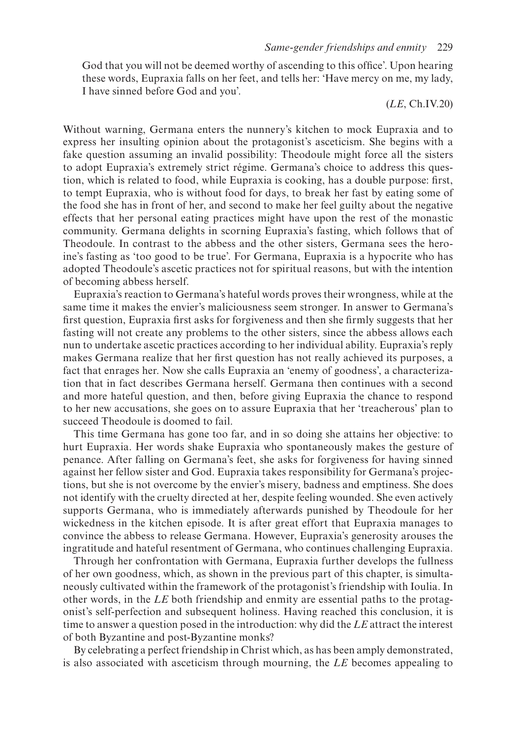God that you will not be deemed worthy of ascending to this office'. Upon hearing these words, Eupraxia falls on her feet, and tells her: 'Have mercy on me, my lady, I have sinned before God and you'.

(*LE*, Ch.IV.20)

Without warning, Germana enters the nunnery's kitchen to mock Eupraxia and to express her insulting opinion about the protagonist's asceticism. She begins with a fake question assuming an invalid possibility: Theodoule might force all the sisters to adopt Eupraxia's extremely strict régime. Germana's choice to address this question, which is related to food, while Eupraxia is cooking, has a double purpose: first, to tempt Eupraxia, who is without food for days, to break her fast by eating some of the food she has in front of her, and second to make her feel guilty about the negative effects that her personal eating practices might have upon the rest of the monastic community. Germana delights in scorning Eupraxia's fasting, which follows that of Theodoule. In contrast to the abbess and the other sisters, Germana sees the heroine's fasting as 'too good to be true'. For Germana, Eupraxia is a hypocrite who has adopted Theodoule's ascetic practices not for spiritual reasons, but with the intention of becoming abbess herself.

Eupraxia's reaction to Germana's hateful words proves their wrongness, while at the same time it makes the envier's maliciousness seem stronger. In answer to Germana's first question, Eupraxia first asks for forgiveness and then she firmly suggests that her fasting will not create any problems to the other sisters, since the abbess allows each nun to undertake ascetic practices according to her individual ability. Eupraxia's reply makes Germana realize that her first question has not really achieved its purposes, a fact that enrages her. Now she calls Eupraxia an 'enemy of goodness', a characterization that in fact describes Germana herself. Germana then continues with a second and more hateful question, and then, before giving Eupraxia the chance to respond to her new accusations, she goes on to assure Eupraxia that her 'treacherous' plan to succeed Theodoule is doomed to fail.

This time Germana has gone too far, and in so doing she attains her objective: to hurt Eupraxia. Her words shake Eupraxia who spontaneously makes the gesture of penance. After falling on Germana's feet, she asks for forgiveness for having sinned against her fellow sister and God. Eupraxia takes responsibility for Germana's projections, but she is not overcome by the envier's misery, badness and emptiness. She does not identify with the cruelty directed at her, despite feeling wounded. She even actively supports Germana, who is immediately afterwards punished by Theodoule for her wickedness in the kitchen episode. It is after great effort that Eupraxia manages to convince the abbess to release Germana. However, Eupraxia's generosity arouses the ingratitude and hateful resentment of Germana, who continues challenging Eupraxia.

Through her confrontation with Germana, Eupraxia further develops the fullness of her own goodness, which, as shown in the previous part of this chapter, is simultaneously cultivated within the framework of the protagonist's friendship with Ioulia. In other words, in the *LE* both friendship and enmity are essential paths to the protagonist's self-perfection and subsequent holiness. Having reached this conclusion, it is time to answer a question posed in the introduction: why did the *LE* attract the interest of both Byzantine and post-Byzantine monks?

By celebrating a perfect friendship in Christ which, as has been amply demonstrated, is also associated with asceticism through mourning, the *LE* becomes appealing to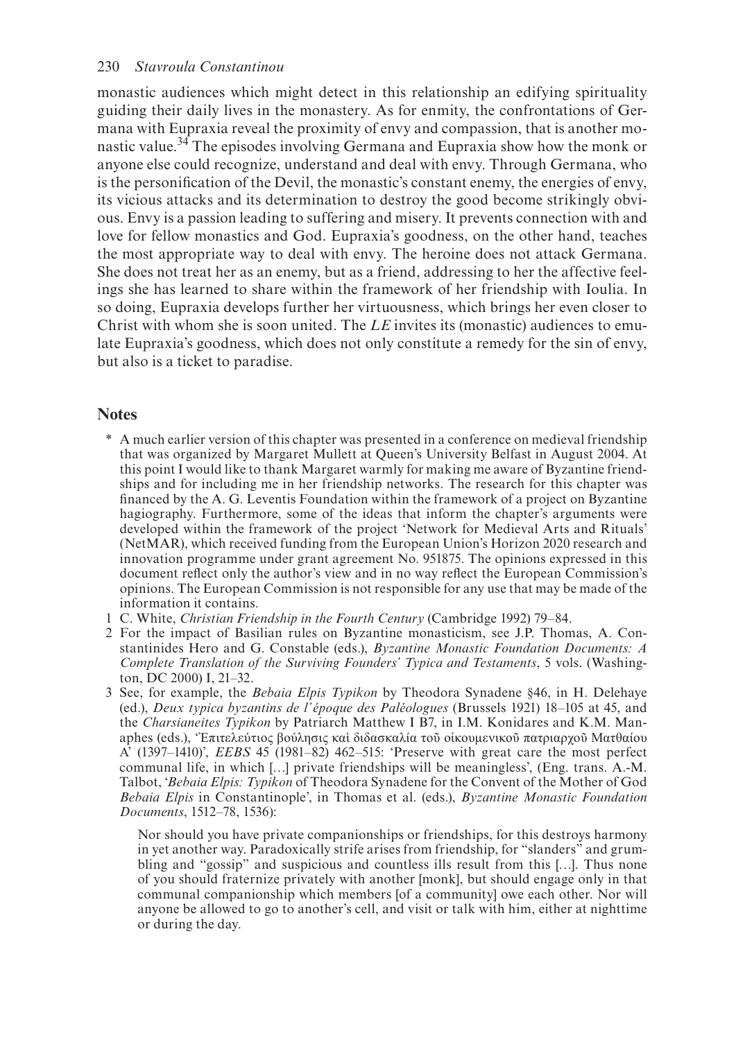monastic audiences which might detect in this relationship an edifying spirituality guiding their daily lives in the monastery. As for enmity, the confrontations of Germana with Eupraxia reveal the proximity of envy and compassion, that is another monastic value.[34] The episodes involving Germana and Eupraxia show how the monk or anyone else could recognize, understand and deal with envy. Through Germana, who is the personification of the Devil, the monastic's constant enemy, the energies of envy, its vicious attacks and its determination to destroy the good become strikingly obvious. Envy is a passion leading to suffering and misery. It prevents connection with and love for fellow monastics and God. Eupraxia's goodness, on the other hand, teaches the most appropriate way to deal with envy. The heroine does not attack Germana. She does not treat her as an enemy, but as a friend, addressing to her the affective feelings she has learned to share within the framework of her friendship with Ioulia. In so doing, Eupraxia develops further her virtuousness, which brings her even closer to Christ with whom she is soon united. The *LE* invites its (monastic) audiences to emulate Eupraxia's goodness, which does not only constitute a remedy for the sin of envy, but also is a ticket to paradise.

## Notes

\* A much earlier version of this chapter was presented in a conference on medieval friendship that was organized by Margaret Mullett at Queen's University Belfast in August 2004. At this point I would like to thank Margaret warmly for making me aware of Byzantine friendships and for including me in her friendship networks. The research for this chapter was financed by the A. G. Leventis Foundation within the framework of a project on Byzantine hagiography. Furthermore, some of the ideas that inform the chapter's arguments were developed within the framework of the project 'Network for Medieval Arts and Rituals' (NetMAR), which received funding from the European Union's Horizon 2020 research and innovation programme under grant agreement No. 951875. The opinions expressed in this document reflect only the author's view and in no way reflect the European Commission's opinions. The European Commission is not responsible for any use that may be made of the information it contains.

1 C. White, *Christian Friendship in the Fourth Century* (Cambridge 1992) 79–84.

2 For the impact of Basilian rules on Byzantine monasticism, see J.P. Thomas, A. Constantinides Hero and G. Constable (eds.), *Byzantine Monastic Foundation Documents: A Complete Translation of the Surviving Founders' Typica and Testaments*, 5 vols. (Washington, DC 2000) I, 21–32.

3 See, for example, the *Bebaia Elpis Typikon* by Theodora Synadene §46, in H. Delehaye (ed.), *Deux typica byzantins de l'époque des Paléologues* (Brussels 1921) 18–105 at 45, and the *Charsianeites Typikon* by Patriarch Matthew I B7, in I.M. Konidares and K.M. Manaphes (eds.), 'Ἐπιτελεύτιος βούλησις καὶ διδασκαλία τοῦ οἰκουμενικοῦ πατριαρχοῦ Ματθαίου Α' (1397–1410)', *EEBS* 45 (1981–82) 462–515: 'Preserve with great care the most perfect communal life, in which […] private friendships will be meaningless', (Eng. trans. A.-M. Talbot, '*Bebaia Elpis: Typikon* of Theodora Synadene for the Convent of the Mother of God *Bebaia Elpis* in Constantinople', in Thomas et al. (eds.), *Byzantine Monastic Foundation Documents*, 1512–78, 1536):

> Nor should you have private companionships or friendships, for this destroys harmony in yet another way. Paradoxically strife arises from friendship, for "slanders" and grumbling and "gossip" and suspicious and countless ills result from this […]. Thus none of you should fraternize privately with another [monk], but should engage only in that communal companionship which members [of a community] owe each other. Nor will anyone be allowed to go to another's cell, and visit or talk with him, either at nighttime or during the day.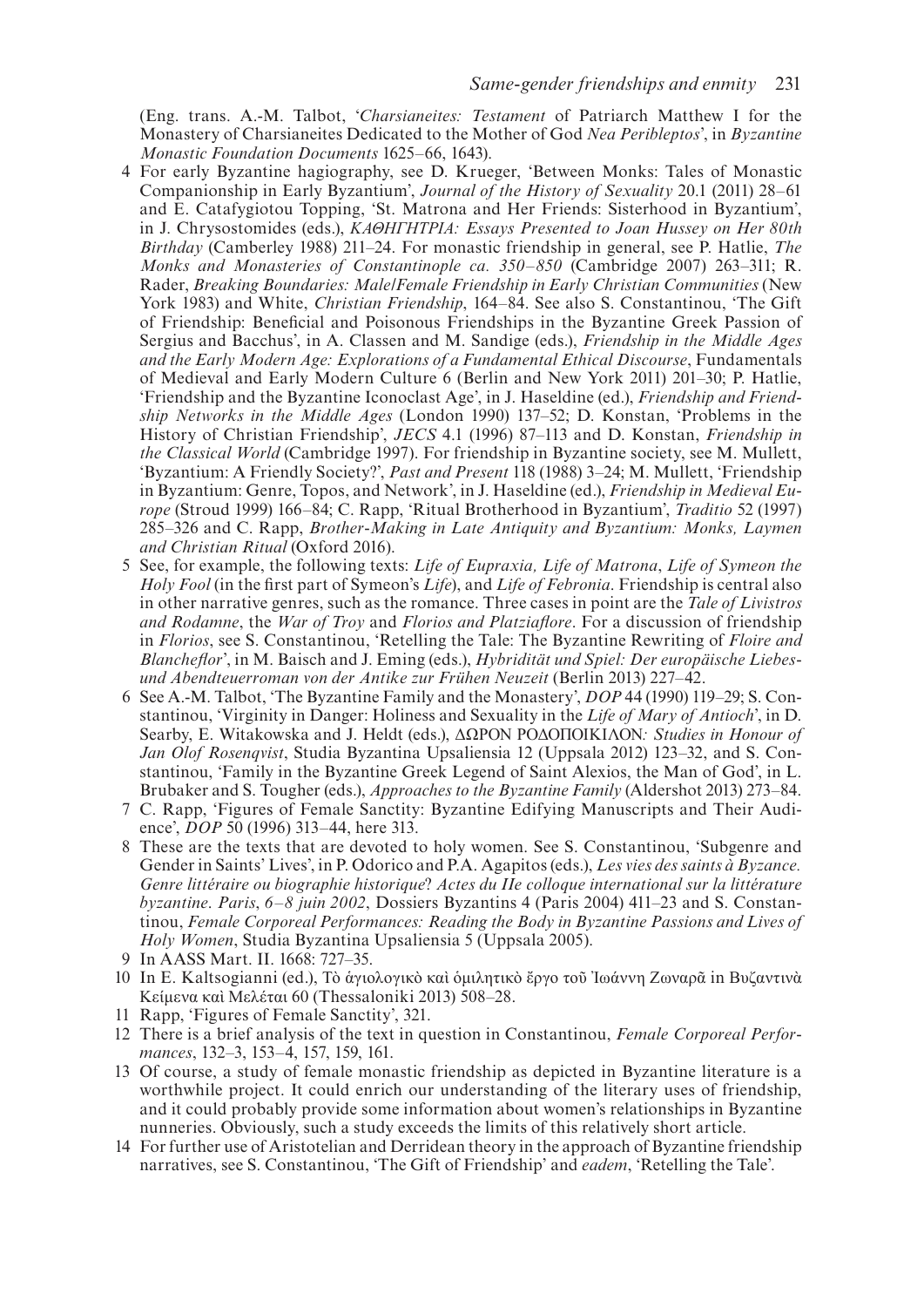(Eng. trans. A.-M. Talbot, '*Charsianeites: Testament* of Patriarch Matthew I for the Monastery of Charsianeites Dedicated to the Mother of God *Nea Peribleptos*', in *Byzantine Monastic Foundation Documents* 1625–66, 1643).

4 For early Byzantine hagiography, see D. Krueger, 'Between Monks: Tales of Monastic Companionship in Early Byzantium', *Journal of the History of Sexuality* 20.1 (2011) 28–61 and E. Catafygiotou Topping, 'St. Matrona and Her Friends: Sisterhood in Byzantium', in J. Chrysostomides (eds.), *ΚΑΘΗΓΗΤΡΙΑ: Essays Presented to Joan Hussey on Her 80th Birthday* (Camberley 1988) 211–24. For monastic friendship in general, see P. Hatlie, *The Monks and Monasteries of Constantinople ca. 350–850* (Cambridge 2007) 263–311; R. Rader, *Breaking Boundaries: Male/Female Friendship in Early Christian Communities* (New York 1983) and White, *Christian Friendship*, 164–84. See also S. Constantinou, 'The Gift of Friendship: Beneficial and Poisonous Friendships in the Byzantine Greek Passion of Sergius and Bacchus', in A. Classen and M. Sandige (eds.), *Friendship in the Middle Ages and the Early Modern Age: Explorations of a Fundamental Ethical Discourse*, Fundamentals of Medieval and Early Modern Culture 6 (Berlin and New York 2011) 201–30; P. Hatlie, 'Friendship and the Byzantine Iconoclast Age', in J. Haseldine (ed.), *Friendship and Friendship Networks in the Middle Ages* (London 1990) 137–52; D. Konstan, 'Problems in the History of Christian Friendship', *JECS* 4.1 (1996) 87–113 and D. Konstan, *Friendship in the Classical World* (Cambridge 1997). For friendship in Byzantine society, see M. Mullett, 'Byzantium: A Friendly Society?', *Past and Present* 118 (1988) 3–24; M. Mullett, 'Friendship in Byzantium: Genre, Topos, and Network', in J. Haseldine (ed.), *Friendship in Medieval Europe* (Stroud 1999) 166–84; C. Rapp, 'Ritual Brotherhood in Byzantium', *Traditio* 52 (1997) 285–326 and C. Rapp, *Brother-Making in Late Antiquity and Byzantium: Monks, Laymen and Christian Ritual* (Oxford 2016).

5 See, for example, the following texts: *Life of Eupraxia, Life of Matrona*, *Life of Symeon the Holy Fool* (in the first part of Symeon's *Life*), and *Life of Febronia*. Friendship is central also in other narrative genres, such as the romance. Three cases in point are the *Tale of Livistros and Rodamne*, the *War of Troy* and *Florios and Platziaflore*. For a discussion of friendship in *Florios*, see S. Constantinou, 'Retelling the Tale: The Byzantine Rewriting of *Floire and Blancheflor*', in M. Baisch and J. Eming (eds.), *Hybridität und Spiel: Der europäische Liebes- und Abendteuerroman von der Antike zur Frühen Neuzeit* (Berlin 2013) 227–42.

6 See A.-M. Talbot, 'The Byzantine Family and the Monastery', *DOP* 44 (1990) 119–29; S. Constantinou, 'Virginity in Danger: Holiness and Sexuality in the *Life of Mary of Antioch*', in D. Searby, E. Witakowska and J. Heldt (eds.), *ΔΩΡΟΝ ΡΟΔΟΠΟΙΚΙΛΟΝ: Studies in Honour of Jan Olof Rosenqvist*, Studia Byzantina Upsaliensia 12 (Uppsala 2012) 123–32, and S. Constantinou, 'Family in the Byzantine Greek Legend of Saint Alexios, the Man of God', in L. Brubaker and S. Tougher (eds.), *Approaches to the Byzantine Family* (Aldershot 2013) 273–84.

7 C. Rapp, 'Figures of Female Sanctity: Byzantine Edifying Manuscripts and Their Audience', *DOP* 50 (1996) 313–44, here 313.

8 These are the texts that are devoted to holy women. See S. Constantinou, 'Subgenre and Gender in Saints' Lives', in P. Odorico and P.A. Agapitos (eds.), *Les vies des saints à Byzance. Genre littéraire ou biographie historique*? *Actes du IIe colloque international sur la littérature byzantine*. *Paris*, *6–8 juin 2002*, Dossiers Byzantins 4 (Paris 2004) 411–23 and S. Constantinou, *Female Corporeal Performances: Reading the Body in Byzantine Passions and Lives of Holy Women*, Studia Byzantina Upsaliensia 5 (Uppsala 2005).

9 In AASS Mart. II. 1668: 727–35.

10 In E. Kaltsogianni (ed.), Τὸ ἁγιολογικὸ καὶ ὁμιλητικὸ ἔργο τοῦ Ἰωάννη Ζωναρᾶ in Βυζαντινὰ Κείμενα καὶ Μελέται 60 (Thessaloniki 2013) 508–28.

11 Rapp, 'Figures of Female Sanctity', 321.

12 There is a brief analysis of the text in question in Constantinou, *Female Corporeal Performances*, 132–3, 153–4, 157, 159, 161.

13 Of course, a study of female monastic friendship as depicted in Byzantine literature is a worthwhile project. It could enrich our understanding of the literary uses of friendship, and it could probably provide some information about women's relationships in Byzantine nunneries. Obviously, such a study exceeds the limits of this relatively short article.

14 For further use of Aristotelian and Derridean theory in the approach of Byzantine friendship narratives, see S. Constantinou, 'The Gift of Friendship' and *eadem*, 'Retelling the Tale'.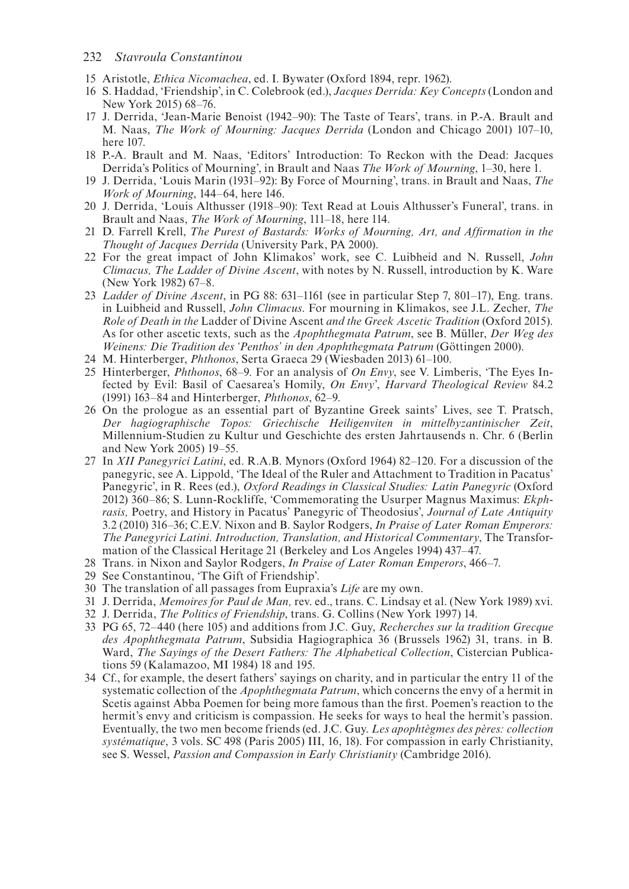15 Aristotle, *Ethica Nicomachea*, ed. I. Bywater (Oxford 1894, repr. 1962).

16 S. Haddad, 'Friendship', in C. Colebrook (ed.), *Jacques Derrida: Key Concepts* (London and New York 2015) 68–76.

17 J. Derrida, 'Jean-Marie Benoist (1942–90): The Taste of Tears', trans. in P.-A. Brault and M. Naas, *The Work of Mourning: Jacques Derrida* (London and Chicago 2001) 107–10, here 107.

18 P.-A. Brault and M. Naas, 'Editors' Introduction: To Reckon with the Dead: Jacques Derrida's Politics of Mourning', in Brault and Naas *The Work of Mourning*, 1–30, here 1.

19 J. Derrida, 'Louis Marin (1931–92): By Force of Mourning', trans. in Brault and Naas, *The Work of Mourning*, 144–64, here 146.

20 J. Derrida, 'Louis Althusser (1918–90): Text Read at Louis Althusser's Funeral', trans. in Brault and Naas, *The Work of Mourning*, 111–18, here 114.

21 D. Farrell Krell, *The Purest of Bastards: Works of Mourning, Art, and Affirmation in the Thought of Jacques Derrida* (University Park, PA 2000).

22 For the great impact of John Klimakos' work, see C. Luibheid and N. Russell, *John Climacus, The Ladder of Divine Ascent*, with notes by N. Russell, introduction by K. Ware (New York 1982) 67–8.

23 *Ladder of Divine Ascent*, in PG 88: 631–1161 (see in particular Step 7, 801–17), Eng. trans. in Luibheid and Russell, *John Climacus.* For mourning in Klimakos, see J.L. Zecher, *The Role of Death in the* Ladder of Divine Ascent *and the Greek Ascetic Tradition* (Oxford 2015). As for other ascetic texts, such as the *Apophthegmata Patrum*, see B. Müller, *Der Weg des Weinens: Die Tradition des 'Penthos' in den Apophthegmata Patrum* (Göttingen 2000).

24 M. Hinterberger, *Phthonos*, Serta Graeca 29 (Wiesbaden 2013) 61–100.

25 Hinterberger, *Phthonos*, 68–9. For an analysis of *On Envy*, see V. Limberis, 'The Eyes Infected by Evil: Basil of Caesarea's Homily, *On Envy*', *Harvard Theological Review* 84.2 (1991) 163–84 and Hinterberger, *Phthonos*, 62–9.

26 On the prologue as an essential part of Byzantine Greek saints' Lives, see T. Pratsch, *Der hagiographische Topos: Griechische Heiligenviten in mittelbyzantinischer Zeit*, Millennium-Studien zu Kultur und Geschichte des ersten Jahrtausends n. Chr. 6 (Berlin and New York 2005) 19–55.

27 In *XII Panegyrici Latini*, ed. R.A.B. Mynors (Oxford 1964) 82–120. For a discussion of the panegyric, see A. Lippold, 'The Ideal of the Ruler and Attachment to Tradition in Pacatus' Panegyric', in R. Rees (ed.), *Oxford Readings in Classical Studies: Latin Panegyric* (Oxford 2012) 360–86; S. Lunn-Rockliffe, 'Commemorating the Usurper Magnus Maximus: *Ekphrasis,* Poetry, and History in Pacatus' Panegyric of Theodosius', *Journal of Late Antiquity* 3.2 (2010) 316–36; C.E.V. Nixon and B. Saylor Rodgers, *In Praise of Later Roman Emperors: The Panegyrici Latini. Introduction, Translation, and Historical Commentary*, The Transformation of the Classical Heritage 21 (Berkeley and Los Angeles 1994) 437–47.

28 Trans. in Nixon and Saylor Rodgers, *In Praise of Later Roman Emperors*, 466–7.

29 See Constantinou, 'The Gift of Friendship'.

30 The translation of all passages from Eupraxia's *Life* are my own.

31 J. Derrida, *Memoires for Paul de Man,* rev. ed., trans. C. Lindsay et al. (New York 1989) xvi.

32 J. Derrida, *The Politics of Friendship*, trans. G. Collins (New York 1997) 14.

33 PG 65, 72–440 (here 105) and additions from J.C. Guy, *Recherches sur la tradition Grecque des Apophthegmata Patrum*, Subsidia Hagiographica 36 (Brussels 1962) 31, trans. in B. Ward, *The Sayings of the Desert Fathers: The Alphabetical Collection*, Cistercian Publications 59 (Kalamazoo, MI 1984) 18 and 195.

34 Cf., for example, the desert fathers' sayings on charity, and in particular the entry 11 of the systematic collection of the *Apophthegmata Patrum*, which concerns the envy of a hermit in Scetis against Abba Poemen for being more famous than the first. Poemen's reaction to the hermit's envy and criticism is compassion. He seeks for ways to heal the hermit's passion. Eventually, the two men become friends (ed. J.C. Guy. *Les apophtègmes des pères: collection systématique*, 3 vols. SC 498 (Paris 2005) III, 16, 18). For compassion in early Christianity, see S. Wessel, *Passion and Compassion in Early Christianity* (Cambridge 2016).